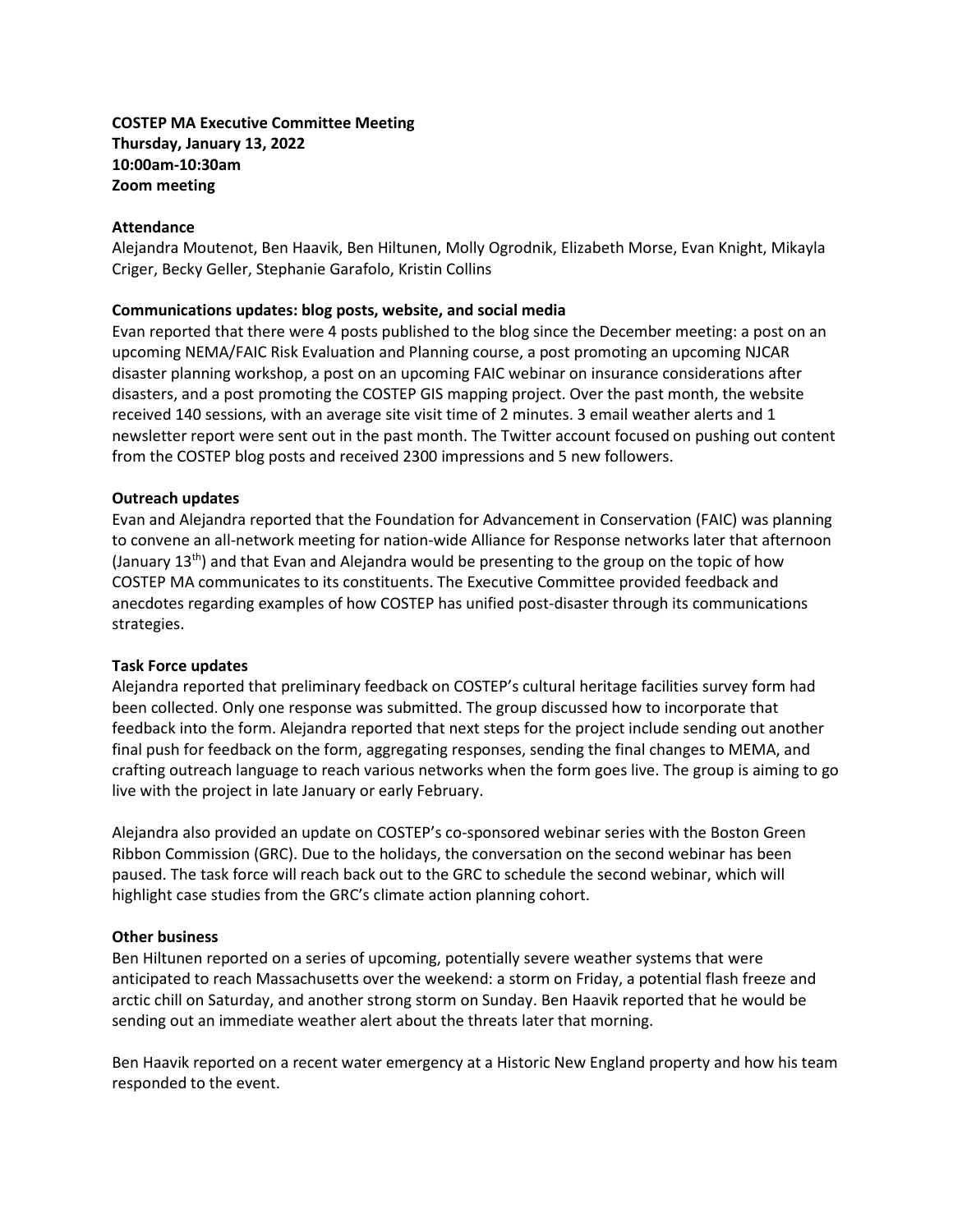**COSTEP MA Executive Committee Meeting**
**Thursday, January 13, 2022**
**10:00am-10:30am**
**Zoom meeting**

**Attendance**

Alejandra Moutenot, Ben Haavik, Ben Hiltunen, Molly Ogrodnik, Elizabeth Morse, Evan Knight, Mikayla Criger, Becky Geller, Stephanie Garafolo, Kristin Collins

**Communications updates: blog posts, website, and social media**

Evan reported that there were 4 posts published to the blog since the December meeting: a post on an upcoming NEMA/FAIC Risk Evaluation and Planning course, a post promoting an upcoming NJCAR disaster planning workshop, a post on an upcoming FAIC webinar on insurance considerations after disasters, and a post promoting the COSTEP GIS mapping project. Over the past month, the website received 140 sessions, with an average site visit time of 2 minutes. 3 email weather alerts and 1 newsletter report were sent out in the past month. The Twitter account focused on pushing out content from the COSTEP blog posts and received 2300 impressions and 5 new followers.

**Outreach updates**

Evan and Alejandra reported that the Foundation for Advancement in Conservation (FAIC) was planning to convene an all-network meeting for nation-wide Alliance for Response networks later that afternoon (January 13th) and that Evan and Alejandra would be presenting to the group on the topic of how COSTEP MA communicates to its constituents. The Executive Committee provided feedback and anecdotes regarding examples of how COSTEP has unified post-disaster through its communications strategies.

**Task Force updates**

Alejandra reported that preliminary feedback on COSTEP's cultural heritage facilities survey form had been collected. Only one response was submitted. The group discussed how to incorporate that feedback into the form. Alejandra reported that next steps for the project include sending out another final push for feedback on the form, aggregating responses, sending the final changes to MEMA, and crafting outreach language to reach various networks when the form goes live. The group is aiming to go live with the project in late January or early February.

Alejandra also provided an update on COSTEP's co-sponsored webinar series with the Boston Green Ribbon Commission (GRC). Due to the holidays, the conversation on the second webinar has been paused. The task force will reach back out to the GRC to schedule the second webinar, which will highlight case studies from the GRC's climate action planning cohort.

**Other business**

Ben Hiltunen reported on a series of upcoming, potentially severe weather systems that were anticipated to reach Massachusetts over the weekend: a storm on Friday, a potential flash freeze and arctic chill on Saturday, and another strong storm on Sunday. Ben Haavik reported that he would be sending out an immediate weather alert about the threats later that morning.

Ben Haavik reported on a recent water emergency at a Historic New England property and how his team responded to the event.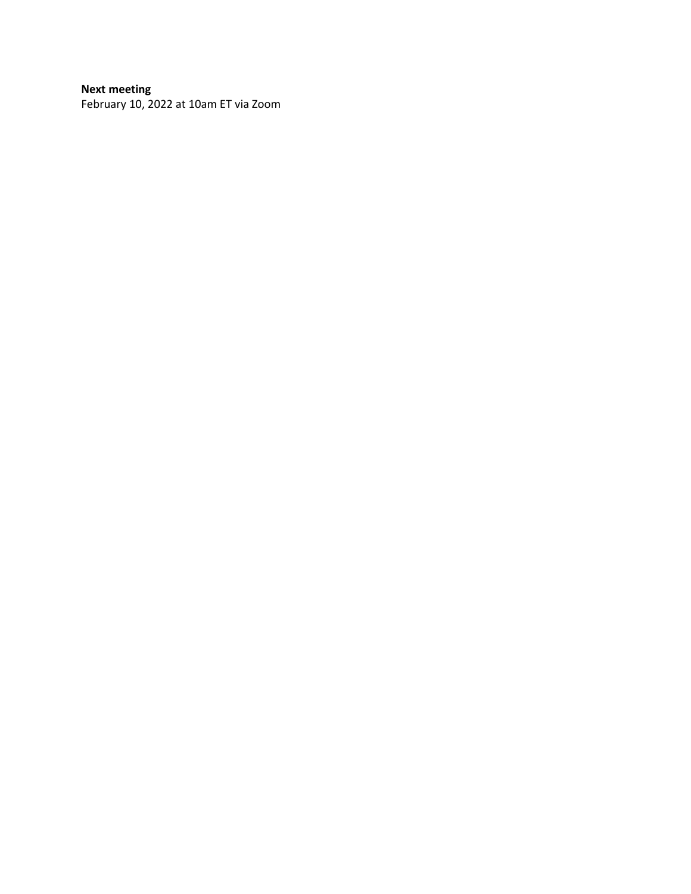**Next meeting**
February 10, 2022 at 10am ET via Zoom